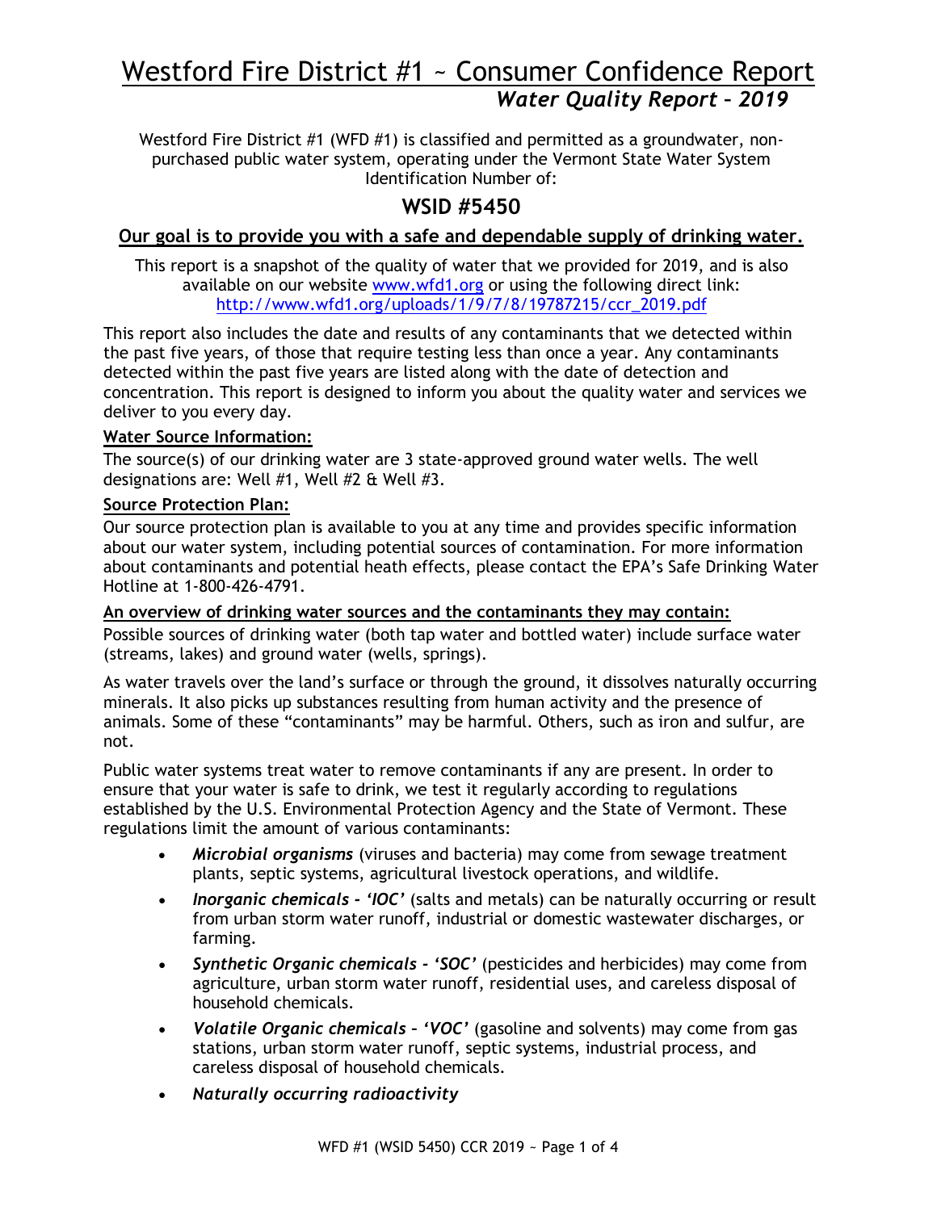# Westford Fire District #1 ~ Consumer Confidence Report

## *Water Quality Report – 2019*

Westford Fire District #1 (WFD #1) is classified and permitted as a groundwater, non-purchased public water system, operating under the Vermont State Water System Identification Number of:

## WSID #5450

**Our goal is to provide you with a safe and dependable supply of drinking water.**

This report is a snapshot of the quality of water that we provided for 2019, and is also available on our website [www.wfd1.org](http://www.wfd1.org) or using the following direct link: [http://www.wfd1.org/uploads/1/9/7/8/19787215/ccr_2019.pdf](http://www.wfd1.org/uploads/1/9/7/8/19787215/ccr_2019.pdf)

This report also includes the date and results of any contaminants that we detected within the past five years, of those that require testing less than once a year. Any contaminants detected within the past five years are listed along with the date of detection and concentration. This report is designed to inform you about the quality water and services we deliver to you every day.

**Water Source Information:**

The source(s) of our drinking water are 3 state-approved ground water wells. The well designations are: Well #1, Well #2 & Well #3.

**Source Protection Plan:**

Our source protection plan is available to you at any time and provides specific information about our water system, including potential sources of contamination. For more information about contaminants and potential heath effects, please contact the EPA's Safe Drinking Water Hotline at 1-800-426-4791.

**An overview of drinking water sources and the contaminants they may contain:**

Possible sources of drinking water (both tap water and bottled water) include surface water (streams, lakes) and ground water (wells, springs).

As water travels over the land's surface or through the ground, it dissolves naturally occurring minerals. It also picks up substances resulting from human activity and the presence of animals. Some of these "contaminants" may be harmful. Others, such as iron and sulfur, are not.

Public water systems treat water to remove contaminants if any are present. In order to ensure that your water is safe to drink, we test it regularly according to regulations established by the U.S. Environmental Protection Agency and the State of Vermont. These regulations limit the amount of various contaminants:

- ***Microbial organisms*** (viruses and bacteria) may come from sewage treatment plants, septic systems, agricultural livestock operations, and wildlife.
- ***Inorganic chemicals - 'IOC'*** (salts and metals) can be naturally occurring or result from urban storm water runoff, industrial or domestic wastewater discharges, or farming.
- ***Synthetic Organic chemicals - 'SOC'*** (pesticides and herbicides) may come from agriculture, urban storm water runoff, residential uses, and careless disposal of household chemicals.
- ***Volatile Organic chemicals – 'VOC'*** (gasoline and solvents) may come from gas stations, urban storm water runoff, septic systems, industrial process, and careless disposal of household chemicals.
- ***Naturally occurring radioactivity***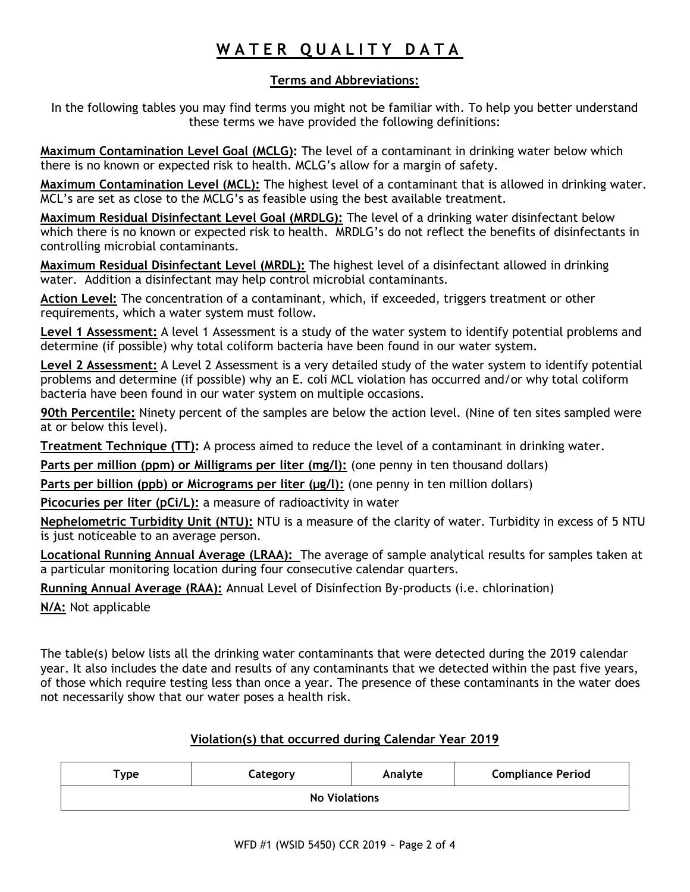# WATER QUALITY DATA

## Terms and Abbreviations:

In the following tables you may find terms you might not be familiar with. To help you better understand these terms we have provided the following definitions:

**Maximum Contamination Level Goal (MCLG):** The level of a contaminant in drinking water below which there is no known or expected risk to health. MCLG's allow for a margin of safety.

**Maximum Contamination Level (MCL):** The highest level of a contaminant that is allowed in drinking water. MCL's are set as close to the MCLG's as feasible using the best available treatment.

**Maximum Residual Disinfectant Level Goal (MRDLG):** The level of a drinking water disinfectant below which there is no known or expected risk to health. MRDLG's do not reflect the benefits of disinfectants in controlling microbial contaminants.

**Maximum Residual Disinfectant Level (MRDL):** The highest level of a disinfectant allowed in drinking water. Addition a disinfectant may help control microbial contaminants.

**Action Level:** The concentration of a contaminant, which, if exceeded, triggers treatment or other requirements, which a water system must follow.

**Level 1 Assessment:** A level 1 Assessment is a study of the water system to identify potential problems and determine (if possible) why total coliform bacteria have been found in our water system.

**Level 2 Assessment:** A Level 2 Assessment is a very detailed study of the water system to identify potential problems and determine (if possible) why an E. coli MCL violation has occurred and/or why total coliform bacteria have been found in our water system on multiple occasions.

**90th Percentile:** Ninety percent of the samples are below the action level. (Nine of ten sites sampled were at or below this level).

**Treatment Technique (TT):** A process aimed to reduce the level of a contaminant in drinking water.

**Parts per million (ppm) or Milligrams per liter (mg/l):** (one penny in ten thousand dollars)

**Parts per billion (ppb) or Micrograms per liter (µg/l):** (one penny in ten million dollars)

**Picocuries per liter (pCi/L):** a measure of radioactivity in water

**Nephelometric Turbidity Unit (NTU):** NTU is a measure of the clarity of water. Turbidity in excess of 5 NTU is just noticeable to an average person.

**Locational Running Annual Average (LRAA):** The average of sample analytical results for samples taken at a particular monitoring location during four consecutive calendar quarters.

**Running Annual Average (RAA):** Annual Level of Disinfection By-products (i.e. chlorination)

**N/A:** Not applicable

The table(s) below lists all the drinking water contaminants that were detected during the 2019 calendar year. It also includes the date and results of any contaminants that we detected within the past five years, of those which require testing less than once a year. The presence of these contaminants in the water does not necessarily show that our water poses a health risk.

## Violation(s) that occurred during Calendar Year 2019

| Type | Category | Analyte | Compliance Period |
|---|---|---|---|
| No Violations | | | |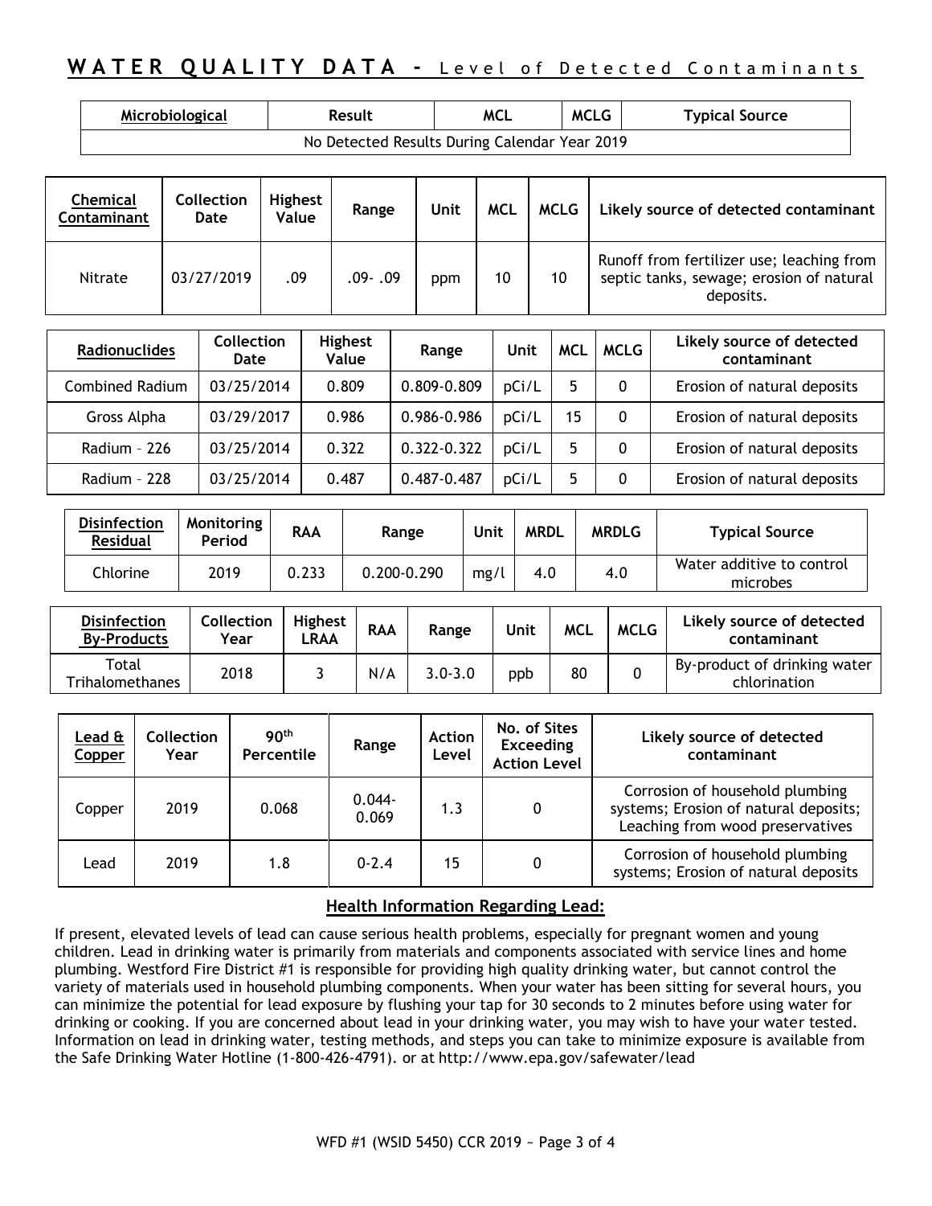## WATER QUALITY DATA – Level of Detected Contaminants

| Microbiological | Result | MCL | MCLG | Typical Source |
|---|---|---|---|---|
| No Detected Results During Calendar Year 2019 | | | | |

| Chemical Contaminant | Collection Date | Highest Value | Range | Unit | MCL | MCLG | Likely source of detected contaminant |
|---|---|---|---|---|---|---|---|
| Nitrate | 03/27/2019 | .09 | .09- .09 | ppm | 10 | 10 | Runoff from fertilizer use; leaching from septic tanks, sewage; erosion of natural deposits. |

| Radionuclides | Collection Date | Highest Value | Range | Unit | MCL | MCLG | Likely source of detected contaminant |
|---|---|---|---|---|---|---|---|
| Combined Radium | 03/25/2014 | 0.809 | 0.809-0.809 | pCi/L | 5 | 0 | Erosion of natural deposits |
| Gross Alpha | 03/29/2017 | 0.986 | 0.986-0.986 | pCi/L | 15 | 0 | Erosion of natural deposits |
| Radium – 226 | 03/25/2014 | 0.322 | 0.322-0.322 | pCi/L | 5 | 0 | Erosion of natural deposits |
| Radium – 228 | 03/25/2014 | 0.487 | 0.487-0.487 | pCi/L | 5 | 0 | Erosion of natural deposits |

| Disinfection Residual | Monitoring Period | RAA | Range | Unit | MRDL | MRDLG | Typical Source |
|---|---|---|---|---|---|---|---|
| Chlorine | 2019 | 0.233 | 0.200-0.290 | mg/l | 4.0 | 4.0 | Water additive to control microbes |

| Disinfection By-Products | Collection Year | Highest LRAA | RAA | Range | Unit | MCL | MCLG | Likely source of detected contaminant |
|---|---|---|---|---|---|---|---|---|
| Total Trihalomethanes | 2018 | 3 | N/A | 3.0-3.0 | ppb | 80 | 0 | By-product of drinking water chlorination |

| Lead & Copper | Collection Year | 90th Percentile | Range | Action Level | No. of Sites Exceeding Action Level | Likely source of detected contaminant |
|---|---|---|---|---|---|---|
| Copper | 2019 | 0.068 | 0.044-0.069 | 1.3 | 0 | Corrosion of household plumbing systems; Erosion of natural deposits; Leaching from wood preservatives |
| Lead | 2019 | 1.8 | 0-2.4 | 15 | 0 | Corrosion of household plumbing systems; Erosion of natural deposits |

### Health Information Regarding Lead:

If present, elevated levels of lead can cause serious health problems, especially for pregnant women and young children. Lead in drinking water is primarily from materials and components associated with service lines and home plumbing. Westford Fire District #1 is responsible for providing high quality drinking water, but cannot control the variety of materials used in household plumbing components. When your water has been sitting for several hours, you can minimize the potential for lead exposure by flushing your tap for 30 seconds to 2 minutes before using water for drinking or cooking. If you are concerned about lead in your drinking water, you may wish to have your water tested. Information on lead in drinking water, testing methods, and steps you can take to minimize exposure is available from the Safe Drinking Water Hotline (1-800-426-4791). or at http://www.epa.gov/safewater/lead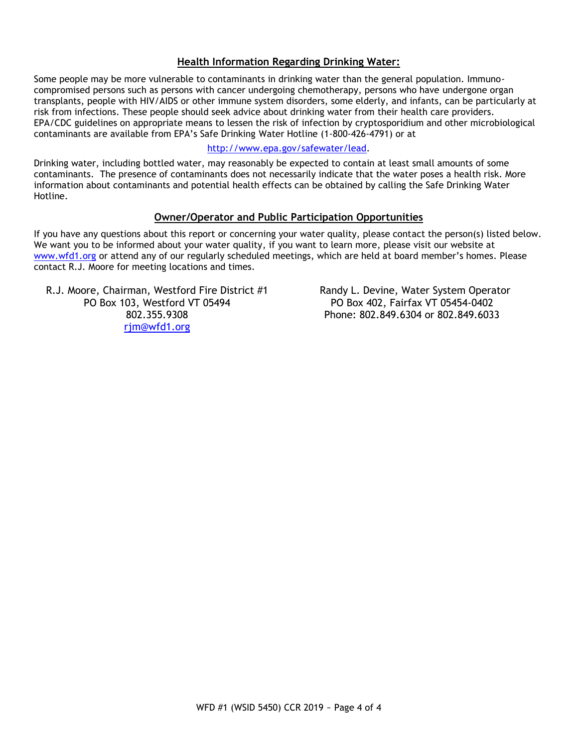## Health Information Regarding Drinking Water:

Some people may be more vulnerable to contaminants in drinking water than the general population. Immuno-compromised persons such as persons with cancer undergoing chemotherapy, persons who have undergone organ transplants, people with HIV/AIDS or other immune system disorders, some elderly, and infants, can be particularly at risk from infections. These people should seek advice about drinking water from their health care providers. EPA/CDC guidelines on appropriate means to lessen the risk of infection by cryptosporidium and other microbiological contaminants are available from EPA's Safe Drinking Water Hotline (1-800-426-4791) or at

http://www.epa.gov/safewater/lead.

Drinking water, including bottled water, may reasonably be expected to contain at least small amounts of some contaminants. The presence of contaminants does not necessarily indicate that the water poses a health risk. More information about contaminants and potential health effects can be obtained by calling the Safe Drinking Water Hotline.

## Owner/Operator and Public Participation Opportunities

If you have any questions about this report or concerning your water quality, please contact the person(s) listed below. We want you to be informed about your water quality, if you want to learn more, please visit our website at www.wfd1.org or attend any of our regularly scheduled meetings, which are held at board member's homes. Please contact R.J. Moore for meeting locations and times.

R.J. Moore, Chairman, Westford Fire District #1
PO Box 103, Westford VT 05494
802.355.9308
rjm@wfd1.org

Randy L. Devine, Water System Operator
PO Box 402, Fairfax VT 05454-0402
Phone: 802.849.6304 or 802.849.6033